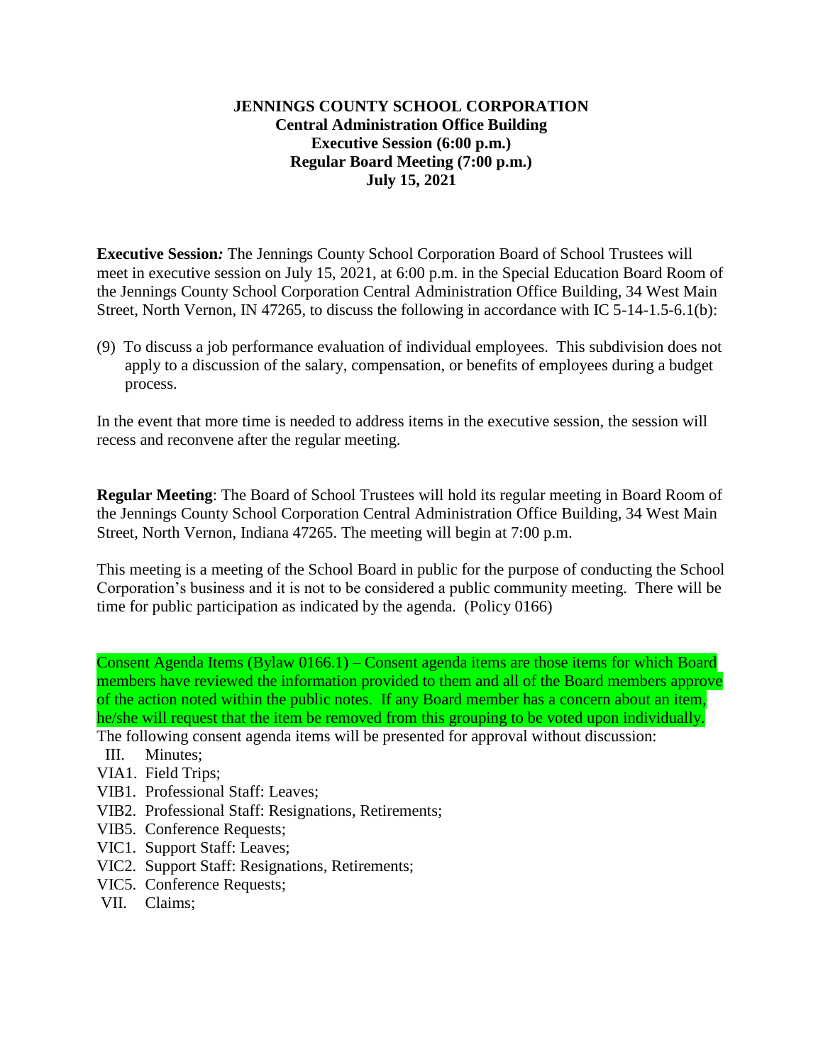**JENNINGS COUNTY SCHOOL CORPORATION**
**Central Administration Office Building**
**Executive Session (6:00 p.m.)**
**Regular Board Meeting (7:00 p.m.)**
**July 15, 2021**

**Executive Session*:*** The Jennings County School Corporation Board of School Trustees will meet in executive session on July 15, 2021, at 6:00 p.m. in the Special Education Board Room of the Jennings County School Corporation Central Administration Office Building, 34 West Main Street, North Vernon, IN 47265, to discuss the following in accordance with IC 5-14-1.5-6.1(b):

(9) To discuss a job performance evaluation of individual employees. This subdivision does not apply to a discussion of the salary, compensation, or benefits of employees during a budget process.

In the event that more time is needed to address items in the executive session, the session will recess and reconvene after the regular meeting.

**Regular Meeting**: The Board of School Trustees will hold its regular meeting in Board Room of the Jennings County School Corporation Central Administration Office Building, 34 West Main Street, North Vernon, Indiana 47265. The meeting will begin at 7:00 p.m.

This meeting is a meeting of the School Board in public for the purpose of conducting the School Corporation's business and it is not to be considered a public community meeting. There will be time for public participation as indicated by the agenda. (Policy 0166)

Consent Agenda Items (Bylaw 0166.1) – Consent agenda items are those items for which Board members have reviewed the information provided to them and all of the Board members approve of the action noted within the public notes. If any Board member has a concern about an item, he/she will request that the item be removed from this grouping to be voted upon individually. The following consent agenda items will be presented for approval without discussion:

- III. Minutes;
- VIA1. Field Trips;
- VIB1. Professional Staff: Leaves;
- VIB2. Professional Staff: Resignations, Retirements;
- VIB5. Conference Requests;
- VIC1. Support Staff: Leaves;
- VIC2. Support Staff: Resignations, Retirements;
- VIC5. Conference Requests;
- VII. Claims;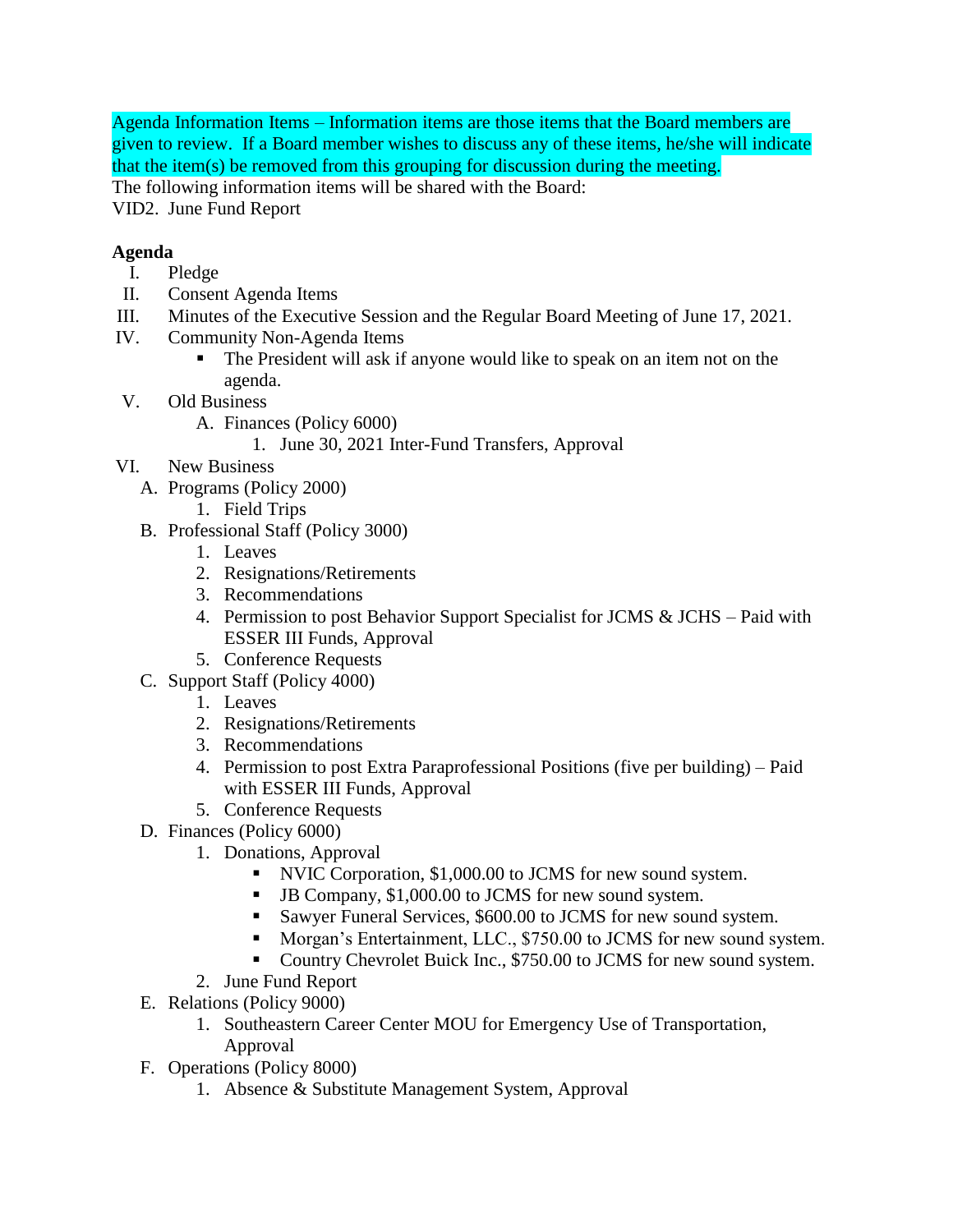Agenda Information Items – Information items are those items that the Board members are given to review. If a Board member wishes to discuss any of these items, he/she will indicate that the item(s) be removed from this grouping for discussion during the meeting.

The following information items will be shared with the Board:

VID2. June Fund Report

**Agenda**

I. Pledge

II. Consent Agenda Items

III. Minutes of the Executive Session and the Regular Board Meeting of June 17, 2021.

IV. Community Non-Agenda Items
   - The President will ask if anyone would like to speak on an item not on the agenda.

V. Old Business
   A. Finances (Policy 6000)
      1. June 30, 2021 Inter-Fund Transfers, Approval

VI. New Business
   A. Programs (Policy 2000)
      1. Field Trips
   B. Professional Staff (Policy 3000)
      1. Leaves
      2. Resignations/Retirements
      3. Recommendations
      4. Permission to post Behavior Support Specialist for JCMS & JCHS – Paid with ESSER III Funds, Approval
      5. Conference Requests
   C. Support Staff (Policy 4000)
      1. Leaves
      2. Resignations/Retirements
      3. Recommendations
      4. Permission to post Extra Paraprofessional Positions (five per building) – Paid with ESSER III Funds, Approval
      5. Conference Requests
   D. Finances (Policy 6000)
      1. Donations, Approval
         - NVIC Corporation, $1,000.00 to JCMS for new sound system.
         - JB Company, $1,000.00 to JCMS for new sound system.
         - Sawyer Funeral Services, $600.00 to JCMS for new sound system.
         - Morgan's Entertainment, LLC., $750.00 to JCMS for new sound system.
         - Country Chevrolet Buick Inc., $750.00 to JCMS for new sound system.
      2. June Fund Report
   E. Relations (Policy 9000)
      1. Southeastern Career Center MOU for Emergency Use of Transportation, Approval
   F. Operations (Policy 8000)
      1. Absence & Substitute Management System, Approval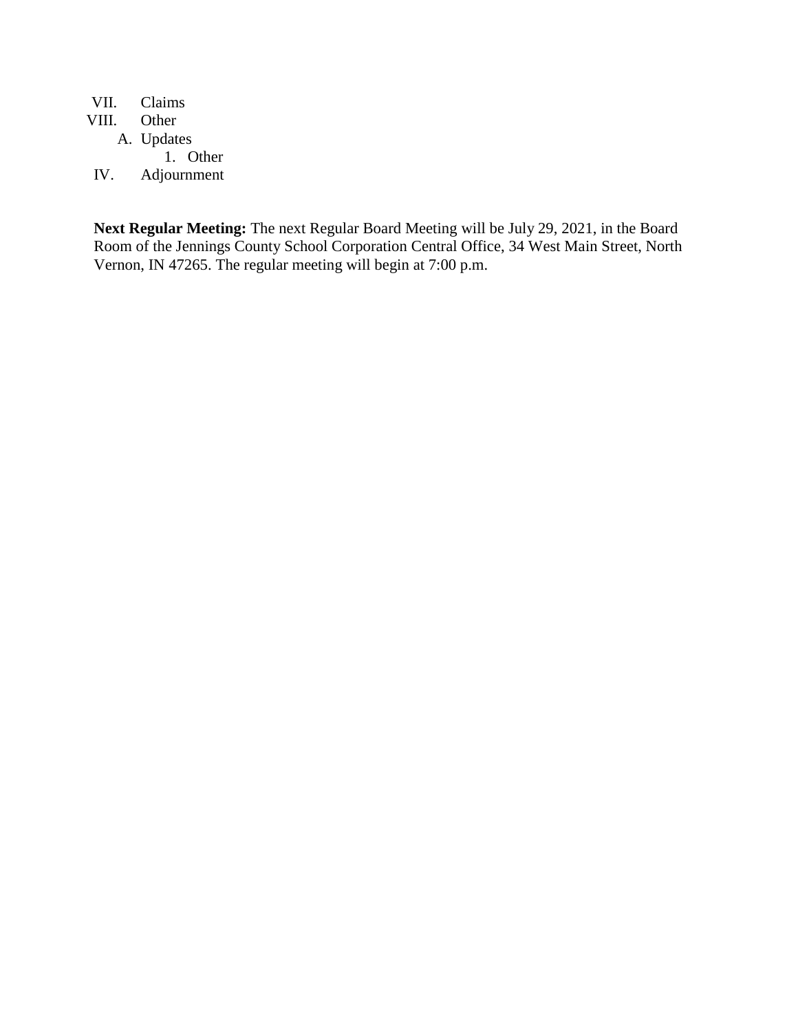VII. Claims

VIII. Other

A. Updates

1. Other

IV. Adjournment

**Next Regular Meeting:** The next Regular Board Meeting will be July 29, 2021, in the Board Room of the Jennings County School Corporation Central Office, 34 West Main Street, North Vernon, IN 47265. The regular meeting will begin at 7:00 p.m.